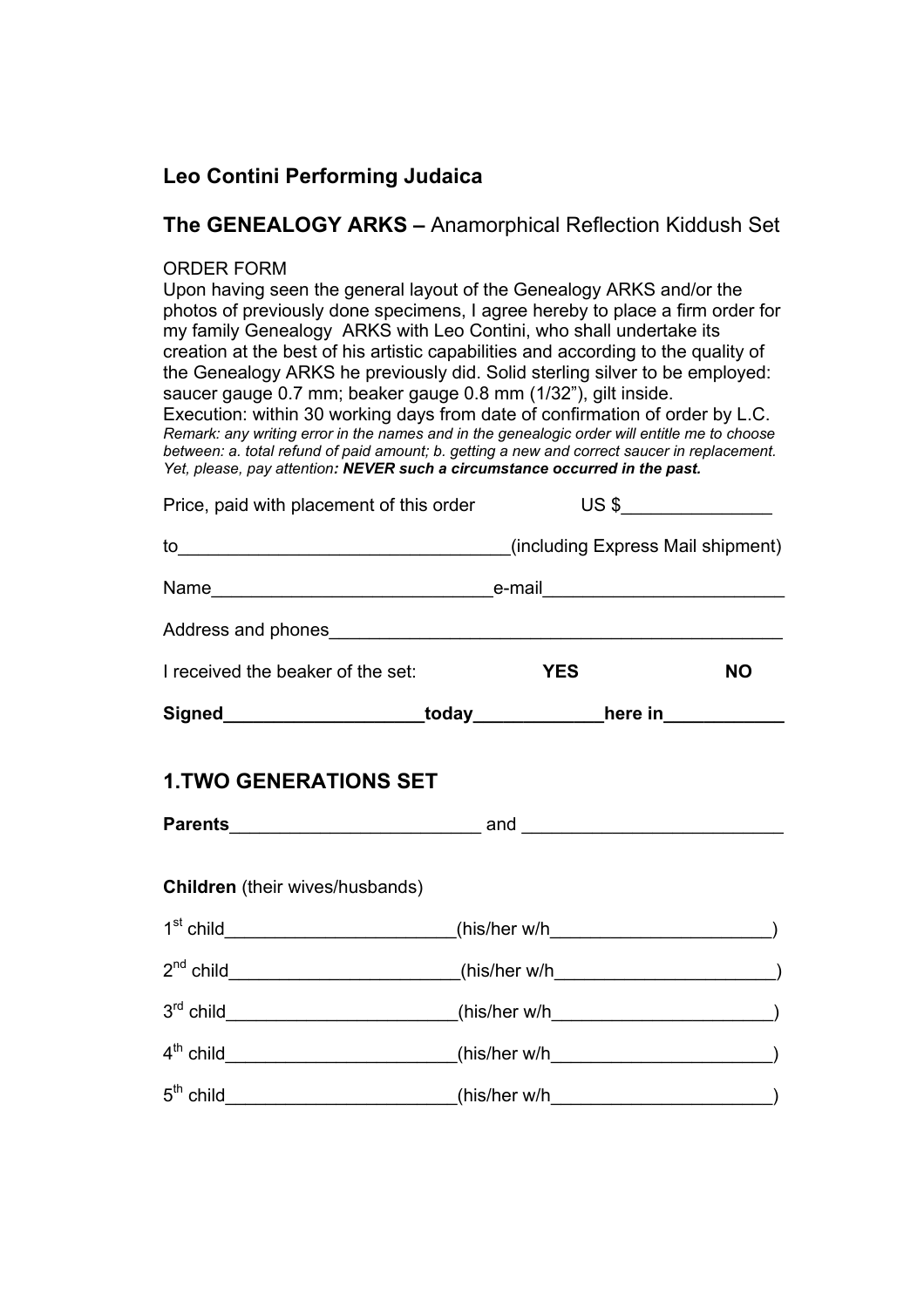## Leo Contini Performing Judaica

## The GENEALOGY ARKS – Anamorphical Reflection Kiddush Set

ORDER FORM

Upon having seen the general layout of the Genealogy ARKS and/or the photos of previously done specimens, I agree hereby to place a firm order for my family Genealogy ARKS with Leo Contini, who shall undertake its creation at the best of his artistic capabilities and according to the quality of the Genealogy ARKS he previously did. Solid sterling silver to be employed: saucer gauge 0.7 mm; beaker gauge 0.8 mm (1/32"), gilt inside.

Execution: within 30 working days from date of confirmation of order by L.C.

*Remark: any writing error in the names and in the genealogic order will entitle me to choose between: a. total refund of paid amount; b. getting a new and correct saucer in replacement. Yet, please, pay attention: **NEVER such a circumstance occurred in the past.***

Price, paid with placement of this order US $_______________

to________________________________(including Express Mail shipment)

Name___________________________e-mail_______________________

Address and phones____________________________________________

I received the beaker of the set: **YES** **NO**

**Signed___________________today____________here in___________**

## 1.TWO GENERATIONS SET

**Parents**________________________ and _________________________

**Children** (their wives/husbands)

1st child______________________(his/her w/h_____________________)

2nd child______________________(his/her w/h_____________________)

3rd child______________________(his/her w/h_____________________)

4th child______________________(his/her w/h_____________________)

5th child______________________(his/her w/h_____________________)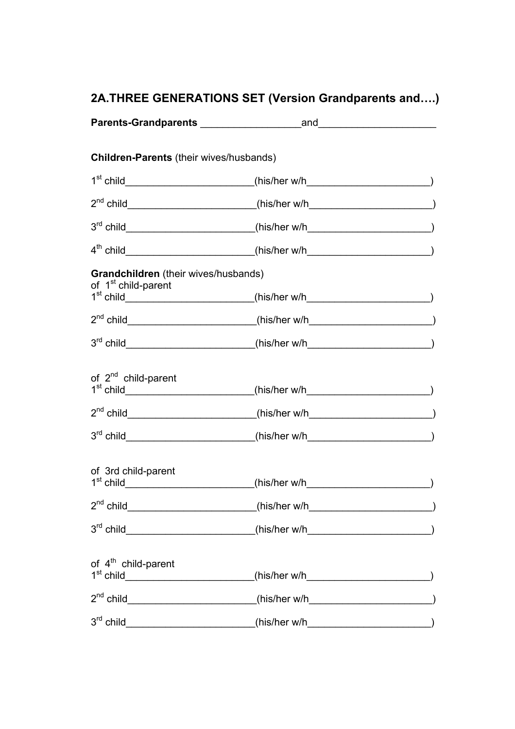## 2A.THREE GENERATIONS SET (Version Grandparents and….)

**Parents-Grandparents** __________________and_____________________

**Children-Parents** (their wives/husbands)

1st child_______________________(his/her w/h______________________)

2nd child_______________________(his/her w/h______________________)

3rd child_______________________(his/her w/h______________________)

4th child_______________________(his/her w/h______________________)

**Grandchildren** (their wives/husbands)

of 1st child-parent

1st child_______________________(his/her w/h______________________)

2nd child_______________________(his/her w/h______________________)

3rd child_______________________(his/her w/h______________________)

of 2nd child-parent

1st child_______________________(his/her w/h______________________)

2nd child_______________________(his/her w/h______________________)

3rd child_______________________(his/her w/h______________________)

of 3rd child-parent

1st child_______________________(his/her w/h______________________)

2nd child_______________________(his/her w/h______________________)

3rd child_______________________(his/her w/h______________________)

of 4th child-parent

1st child_______________________(his/her w/h______________________)

2nd child_______________________(his/her w/h______________________)

3rd child_______________________(his/her w/h______________________)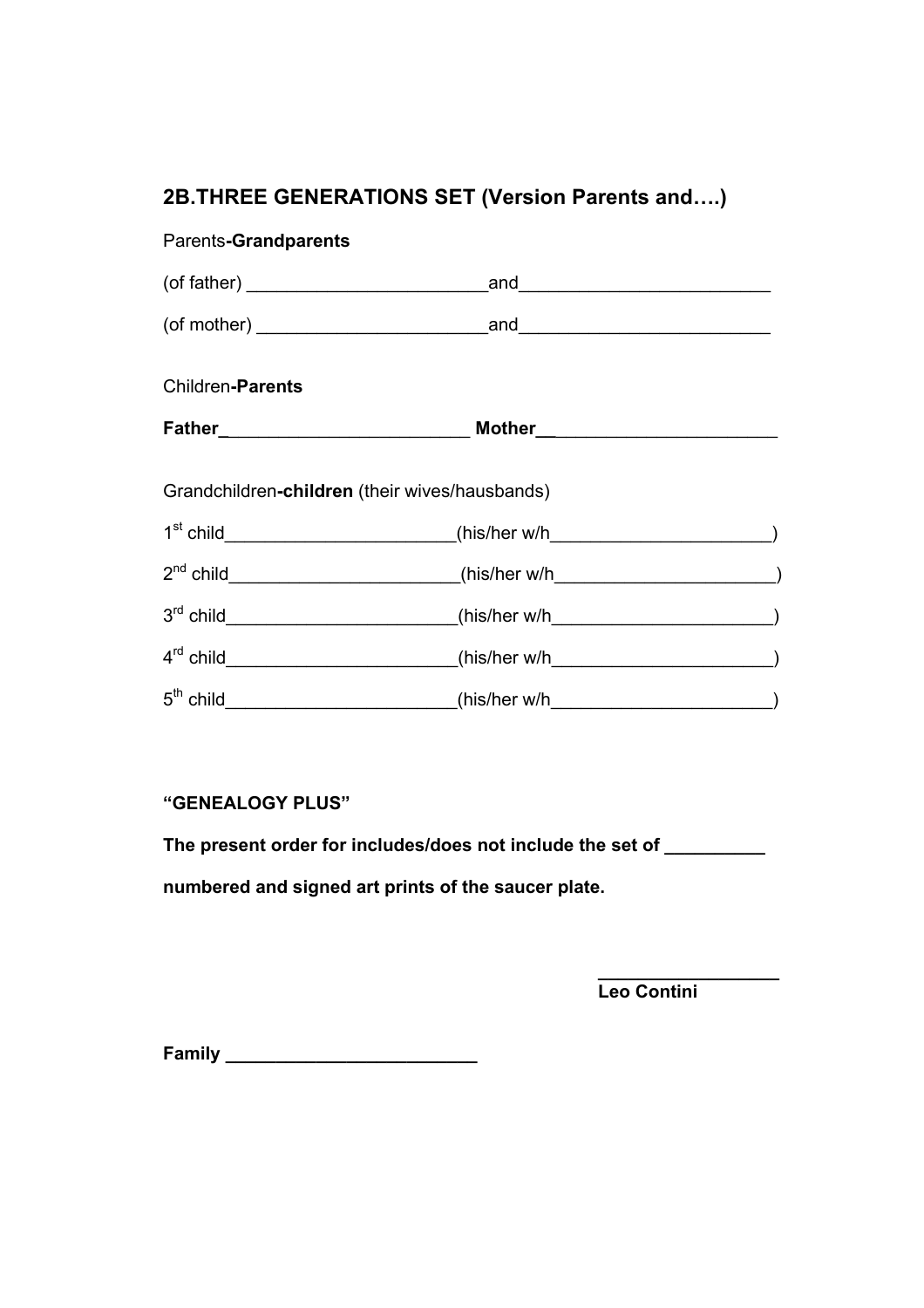## 2B.THREE GENERATIONS SET (Version Parents and….)

Parents-**Grandparents**

(of father) ________________________and_________________________

(of mother) _______________________and_________________________

Children-**Parents**

**Father_________________________ Mother________________________**

Grandchildren-**children** (their wives/hausbands)

1st child_______________________(his/her w/h______________________)

2nd child_______________________(his/her w/h______________________)

3rd child_______________________(his/her w/h______________________)

4rd child_______________________(his/her w/h______________________)

5th child_______________________(his/her w/h______________________)

**"GENEALOGY PLUS"**

**The present order for includes/does not include the set of __________ numbered and signed art prints of the saucer plate.**

**__________________**

**Leo Contini**

**Family _________________________**